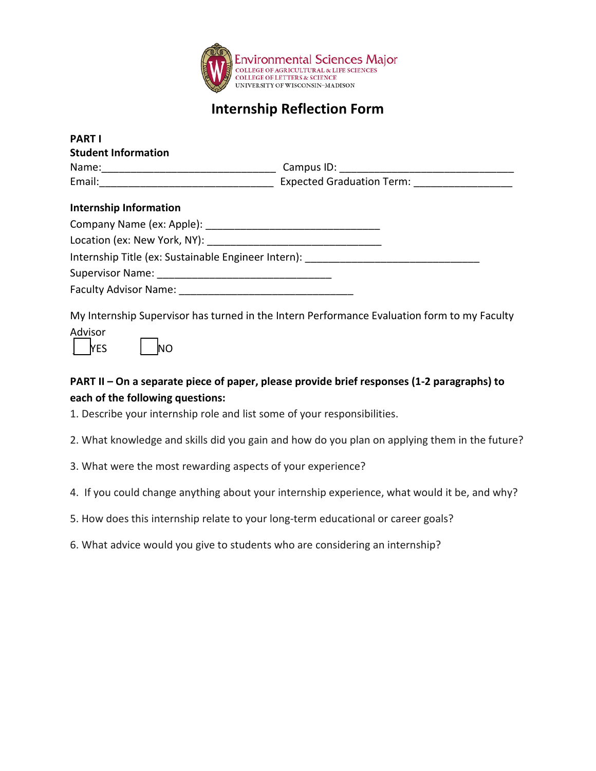Environmental Sciences Major
COLLEGE OF AGRICULTURAL & LIFE SCIENCES
COLLEGE OF LETTERS & SCIENCE
UNIVERSITY OF WISCONSIN–MADISON

# Internship Reflection Form

**PART I**

**Student Information**

Name:______________________________ Campus ID: ______________________________

Email:______________________________ Expected Graduation Term: _________________

**Internship Information**

Company Name (ex: Apple): ______________________________

Location (ex: New York, NY): ______________________________

Internship Title (ex: Sustainable Engineer Intern): ______________________________

Supervisor Name: ______________________________

Faculty Advisor Name: ______________________________

My Internship Supervisor has turned in the Intern Performance Evaluation form to my Faculty Advisor

☐ YES ☐ NO

**PART II – On a separate piece of paper, please provide brief responses (1-2 paragraphs) to each of the following questions:**

1. Describe your internship role and list some of your responsibilities.
2. What knowledge and skills did you gain and how do you plan on applying them in the future?
3. What were the most rewarding aspects of your experience?
4. If you could change anything about your internship experience, what would it be, and why?
5. How does this internship relate to your long-term educational or career goals?
6. What advice would you give to students who are considering an internship?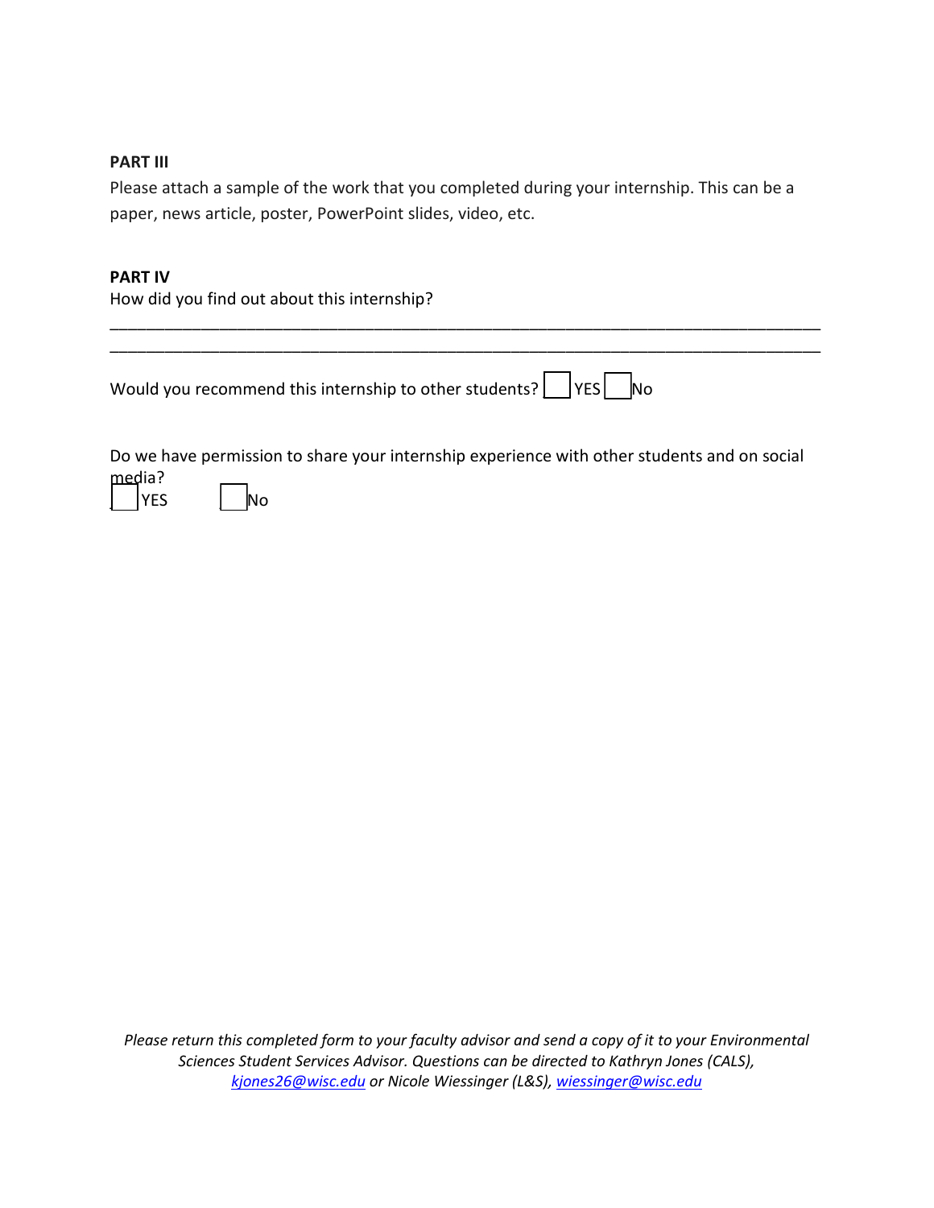**PART III**

Please attach a sample of the work that you completed during your internship. This can be a paper, news article, poster, PowerPoint slides, video, etc.

**PART IV**

How did you find out about this internship?

______________________________________________________________________________
______________________________________________________________________________

Would you recommend this internship to other students? ☐ YES ☐ No

Do we have permission to share your internship experience with other students and on social media?

☐ YES ☐ No

*Please return this completed form to your faculty advisor and send a copy of it to your Environmental Sciences Student Services Advisor. Questions can be directed to Kathryn Jones (CALS), [kjones26@wisc.edu](mailto:kjones26@wisc.edu) or Nicole Wiessinger (L&S), [wiessinger@wisc.edu](mailto:wiessinger@wisc.edu)*